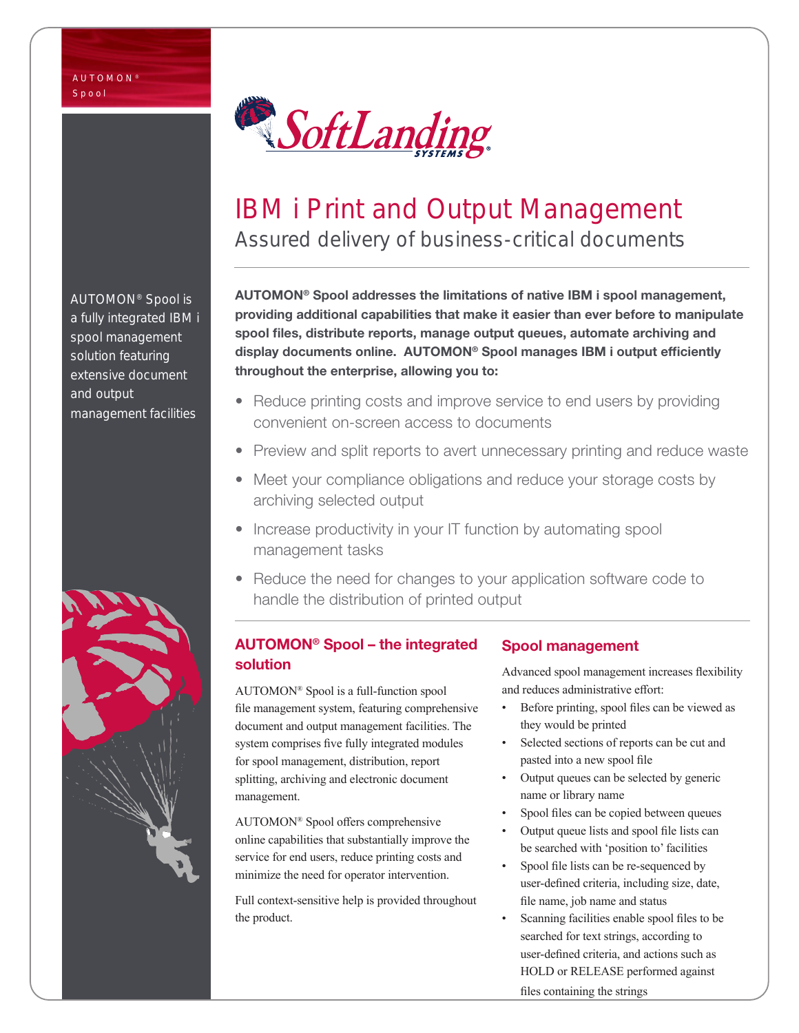AUTOMON®
Spool

SoftLanding SYSTEMS®

# IBM i Print and Output Management

## Assured delivery of business-critical documents

AUTOMON® Spool is a fully integrated IBM i spool management solution featuring extensive document and output management facilities

**AUTOMON® Spool addresses the limitations of native IBM i spool management, providing additional capabilities that make it easier than ever before to manipulate spool files, distribute reports, manage output queues, automate archiving and display documents online. AUTOMON® Spool manages IBM i output efficiently throughout the enterprise, allowing you to:**

- Reduce printing costs and improve service to end users by providing convenient on-screen access to documents
- Preview and split reports to avert unnecessary printing and reduce waste
- Meet your compliance obligations and reduce your storage costs by archiving selected output
- Increase productivity in your IT function by automating spool management tasks
- Reduce the need for changes to your application software code to handle the distribution of printed output

### AUTOMON® Spool – the integrated solution

AUTOMON® Spool is a full-function spool file management system, featuring comprehensive document and output management facilities. The system comprises five fully integrated modules for spool management, distribution, report splitting, archiving and electronic document management.

AUTOMON® Spool offers comprehensive online capabilities that substantially improve the service for end users, reduce printing costs and minimize the need for operator intervention.

Full context-sensitive help is provided throughout the product.

### Spool management

Advanced spool management increases flexibility and reduces administrative effort:

- Before printing, spool files can be viewed as they would be printed
- Selected sections of reports can be cut and pasted into a new spool file
- Output queues can be selected by generic name or library name
- Spool files can be copied between queues
- Output queue lists and spool file lists can be searched with 'position to' facilities
- Spool file lists can be re-sequenced by user-defined criteria, including size, date, file name, job name and status
- Scanning facilities enable spool files to be searched for text strings, according to user-defined criteria, and actions such as HOLD or RELEASE performed against files containing the strings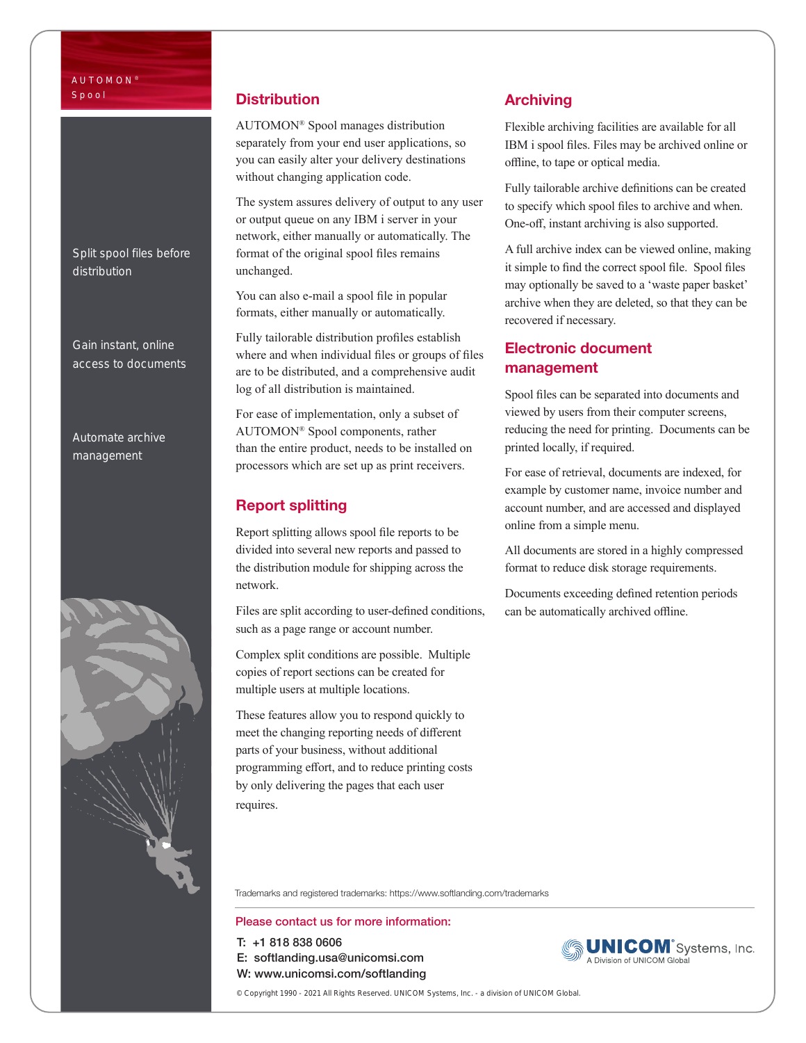AUTOMON®
Spool

Split spool files before distribution

Gain instant, online access to documents

Automate archive management

## Distribution

AUTOMON® Spool manages distribution separately from your end user applications, so you can easily alter your delivery destinations without changing application code.

The system assures delivery of output to any user or output queue on any IBM i server in your network, either manually or automatically. The format of the original spool files remains unchanged.

You can also e-mail a spool file in popular formats, either manually or automatically.

Fully tailorable distribution profiles establish where and when individual files or groups of files are to be distributed, and a comprehensive audit log of all distribution is maintained.

For ease of implementation, only a subset of AUTOMON® Spool components, rather than the entire product, needs to be installed on processors which are set up as print receivers.

## Report splitting

Report splitting allows spool file reports to be divided into several new reports and passed to the distribution module for shipping across the network.

Files are split according to user-defined conditions, such as a page range or account number.

Complex split conditions are possible. Multiple copies of report sections can be created for multiple users at multiple locations.

These features allow you to respond quickly to meet the changing reporting needs of different parts of your business, without additional programming effort, and to reduce printing costs by only delivering the pages that each user requires.

## Archiving

Flexible archiving facilities are available for all IBM i spool files. Files may be archived online or offline, to tape or optical media.

Fully tailorable archive definitions can be created to specify which spool files to archive and when. One-off, instant archiving is also supported.

A full archive index can be viewed online, making it simple to find the correct spool file. Spool files may optionally be saved to a 'waste paper basket' archive when they are deleted, so that they can be recovered if necessary.

## Electronic document management

Spool files can be separated into documents and viewed by users from their computer screens, reducing the need for printing. Documents can be printed locally, if required.

For ease of retrieval, documents are indexed, for example by customer name, invoice number and account number, and are accessed and displayed online from a simple menu.

All documents are stored in a highly compressed format to reduce disk storage requirements.

Documents exceeding defined retention periods can be automatically archived offline.

Trademarks and registered trademarks: https://www.softlanding.com/trademarks

**Please contact us for more information:**

T: +1 818 838 0606
E: softlanding.usa@unicomsi.com
W: www.unicomsi.com/softlanding

UNICOM® Systems, Inc.
A Division of UNICOM Global

© Copyright 1990 - 2021 All Rights Reserved. UNICOM Systems, Inc. - a division of UNICOM Global.